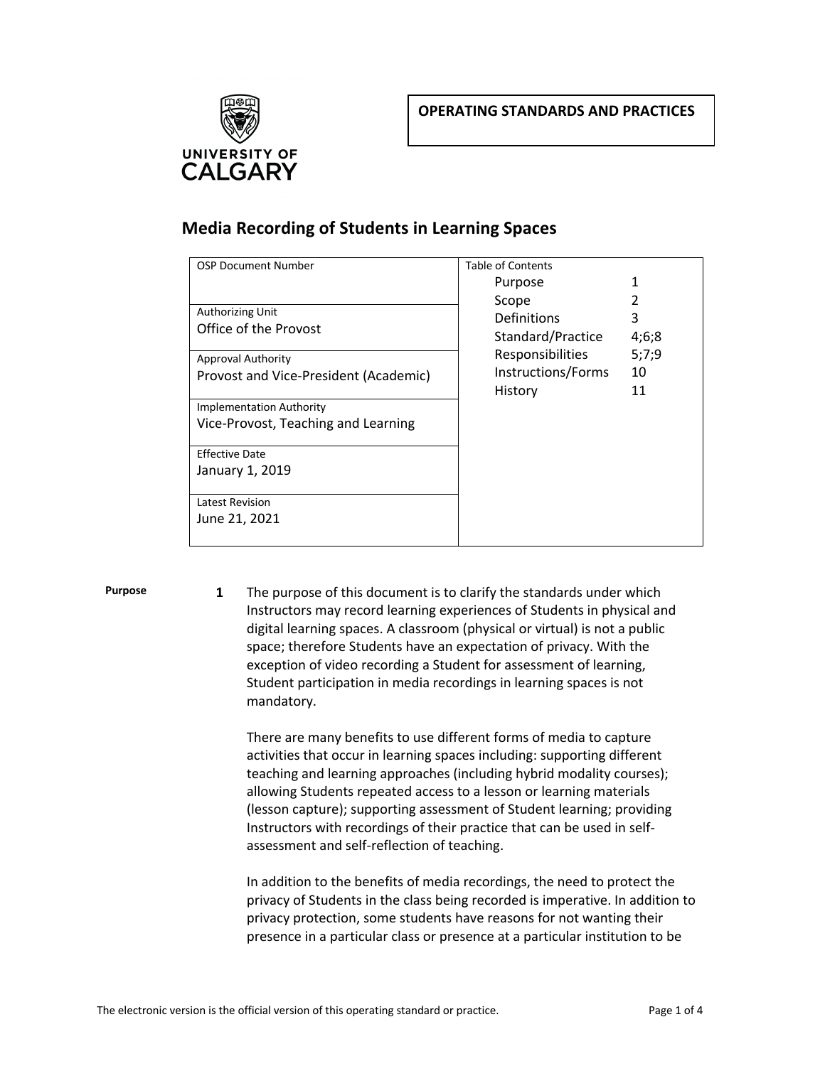**OPERATING STANDARDS AND PRACTICES**

# Media Recording of Students in Learning Spaces

| OSP Document Number | Table of Contents |
| --- | --- |
| | Purpose 1 |
| Authorizing Unit: Office of the Provost | Scope 2 |
| Approval Authority: Provost and Vice-President (Academic) | Definitions 3 |
| Implementation Authority: Vice-Provost, Teaching and Learning | Standard/Practice 4;6;8 |
| Effective Date: January 1, 2019 | Responsibilities 5;7;9 |
| Latest Revision: June 21, 2021 | Instructions/Forms 10 |
| | History 11 |

**Purpose**

**1** The purpose of this document is to clarify the standards under which Instructors may record learning experiences of Students in physical and digital learning spaces. A classroom (physical or virtual) is not a public space; therefore Students have an expectation of privacy. With the exception of video recording a Student for assessment of learning, Student participation in media recordings in learning spaces is not mandatory.

There are many benefits to use different forms of media to capture activities that occur in learning spaces including: supporting different teaching and learning approaches (including hybrid modality courses); allowing Students repeated access to a lesson or learning materials (lesson capture); supporting assessment of Student learning; providing Instructors with recordings of their practice that can be used in self-assessment and self-reflection of teaching.

In addition to the benefits of media recordings, the need to protect the privacy of Students in the class being recorded is imperative. In addition to privacy protection, some students have reasons for not wanting their presence in a particular class or presence at a particular institution to be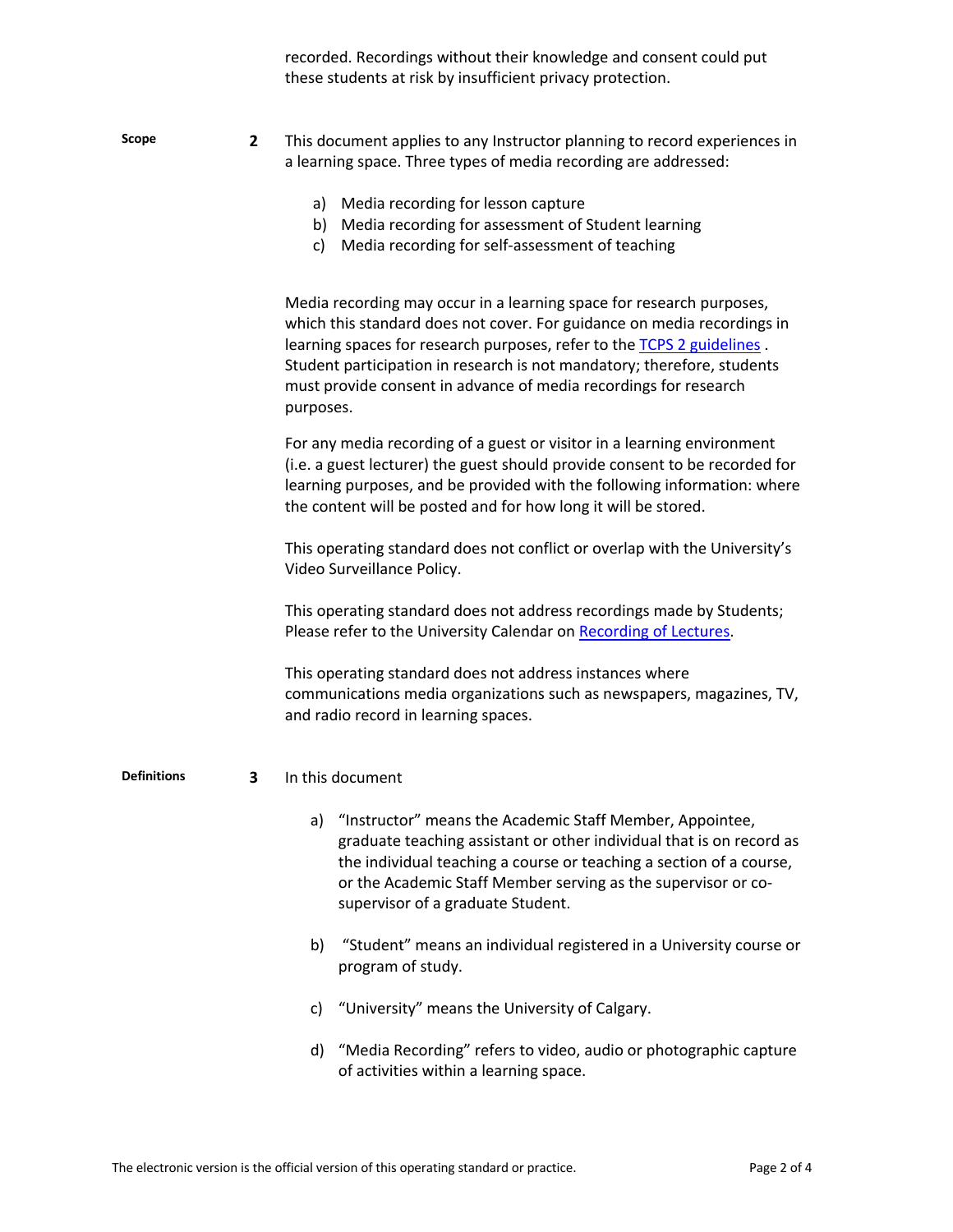recorded. Recordings without their knowledge and consent could put these students at risk by insufficient privacy protection.

**Scope** **2** This document applies to any Instructor planning to record experiences in a learning space. Three types of media recording are addressed:

a) Media recording for lesson capture
b) Media recording for assessment of Student learning
c) Media recording for self-assessment of teaching

Media recording may occur in a learning space for research purposes, which this standard does not cover. For guidance on media recordings in learning spaces for research purposes, refer to the TCPS 2 guidelines . Student participation in research is not mandatory; therefore, students must provide consent in advance of media recordings for research purposes.

For any media recording of a guest or visitor in a learning environment (i.e. a guest lecturer) the guest should provide consent to be recorded for learning purposes, and be provided with the following information: where the content will be posted and for how long it will be stored.

This operating standard does not conflict or overlap with the University's Video Surveillance Policy.

This operating standard does not address recordings made by Students; Please refer to the University Calendar on Recording of Lectures.

This operating standard does not address instances where communications media organizations such as newspapers, magazines, TV, and radio record in learning spaces.

**Definitions** **3** In this document

a) "Instructor" means the Academic Staff Member, Appointee, graduate teaching assistant or other individual that is on record as the individual teaching a course or teaching a section of a course, or the Academic Staff Member serving as the supervisor or co-supervisor of a graduate Student.

b) "Student" means an individual registered in a University course or program of study.

c) "University" means the University of Calgary.

d) "Media Recording" refers to video, audio or photographic capture of activities within a learning space.

The electronic version is the official version of this operating standard or practice.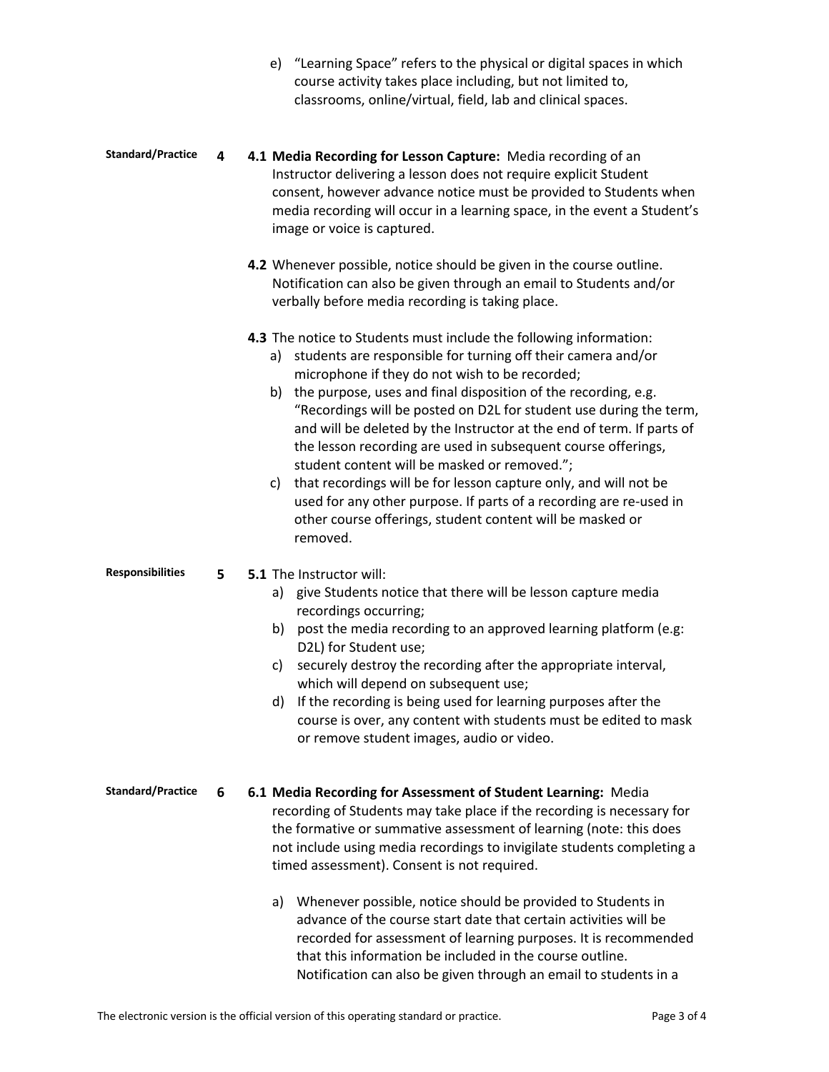e) "Learning Space" refers to the physical or digital spaces in which course activity takes place including, but not limited to, classrooms, online/virtual, field, lab and clinical spaces.

**Standard/Practice** **4**

**4.1 Media Recording for Lesson Capture:** Media recording of an Instructor delivering a lesson does not require explicit Student consent, however advance notice must be provided to Students when media recording will occur in a learning space, in the event a Student's image or voice is captured.

**4.2** Whenever possible, notice should be given in the course outline. Notification can also be given through an email to Students and/or verbally before media recording is taking place.

**4.3** The notice to Students must include the following information:

a) students are responsible for turning off their camera and/or microphone if they do not wish to be recorded;

b) the purpose, uses and final disposition of the recording, e.g. "Recordings will be posted on D2L for student use during the term, and will be deleted by the Instructor at the end of term. If parts of the lesson recording are used in subsequent course offerings, student content will be masked or removed.";

c) that recordings will be for lesson capture only, and will not be used for any other purpose. If parts of a recording are re-used in other course offerings, student content will be masked or removed.

**Responsibilities** **5**

**5.1** The Instructor will:

a) give Students notice that there will be lesson capture media recordings occurring;

b) post the media recording to an approved learning platform (e.g: D2L) for Student use;

c) securely destroy the recording after the appropriate interval, which will depend on subsequent use;

d) If the recording is being used for learning purposes after the course is over, any content with students must be edited to mask or remove student images, audio or video.

**Standard/Practice** **6**

**6.1 Media Recording for Assessment of Student Learning:** Media recording of Students may take place if the recording is necessary for the formative or summative assessment of learning (note: this does not include using media recordings to invigilate students completing a timed assessment). Consent is not required.

a) Whenever possible, notice should be provided to Students in advance of the course start date that certain activities will be recorded for assessment of learning purposes. It is recommended that this information be included in the course outline. Notification can also be given through an email to students in a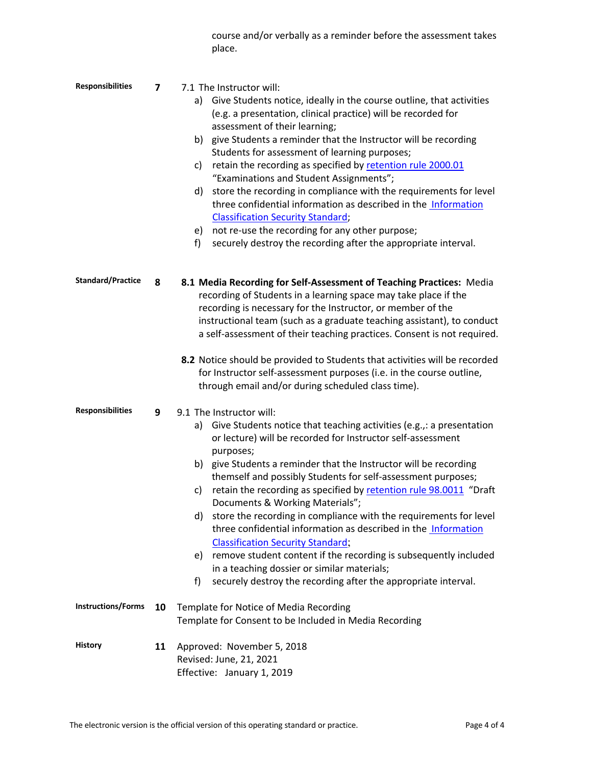course and/or verbally as a reminder before the assessment takes place.

**Responsibilities** **7**

7.1 The Instructor will:

a) Give Students notice, ideally in the course outline, that activities (e.g. a presentation, clinical practice) will be recorded for assessment of their learning;

b) give Students a reminder that the Instructor will be recording Students for assessment of learning purposes;

c) retain the recording as specified by retention rule 2000.01 "Examinations and Student Assignments";

d) store the recording in compliance with the requirements for level three confidential information as described in the Information Classification Security Standard;

e) not re-use the recording for any other purpose;

f) securely destroy the recording after the appropriate interval.

**Standard/Practice** **8**

**8.1 Media Recording for Self-Assessment of Teaching Practices:** Media recording of Students in a learning space may take place if the recording is necessary for the Instructor, or member of the instructional team (such as a graduate teaching assistant), to conduct a self-assessment of their teaching practices. Consent is not required.

**8.2** Notice should be provided to Students that activities will be recorded for Instructor self-assessment purposes (i.e. in the course outline, through email and/or during scheduled class time).

**Responsibilities** **9**

9.1 The Instructor will:

a) Give Students notice that teaching activities (e.g.,: a presentation or lecture) will be recorded for Instructor self-assessment purposes;

b) give Students a reminder that the Instructor will be recording themself and possibly Students for self-assessment purposes;

c) retain the recording as specified by retention rule 98.0011 "Draft Documents & Working Materials";

d) store the recording in compliance with the requirements for level three confidential information as described in the Information Classification Security Standard;

e) remove student content if the recording is subsequently included in a teaching dossier or similar materials;

f) securely destroy the recording after the appropriate interval.

**Instructions/Forms** **10**

Template for Notice of Media Recording
Template for Consent to be Included in Media Recording

**History** **11**

Approved: November 5, 2018
Revised: June, 21, 2021
Effective: January 1, 2019

The electronic version is the official version of this operating standard or practice.